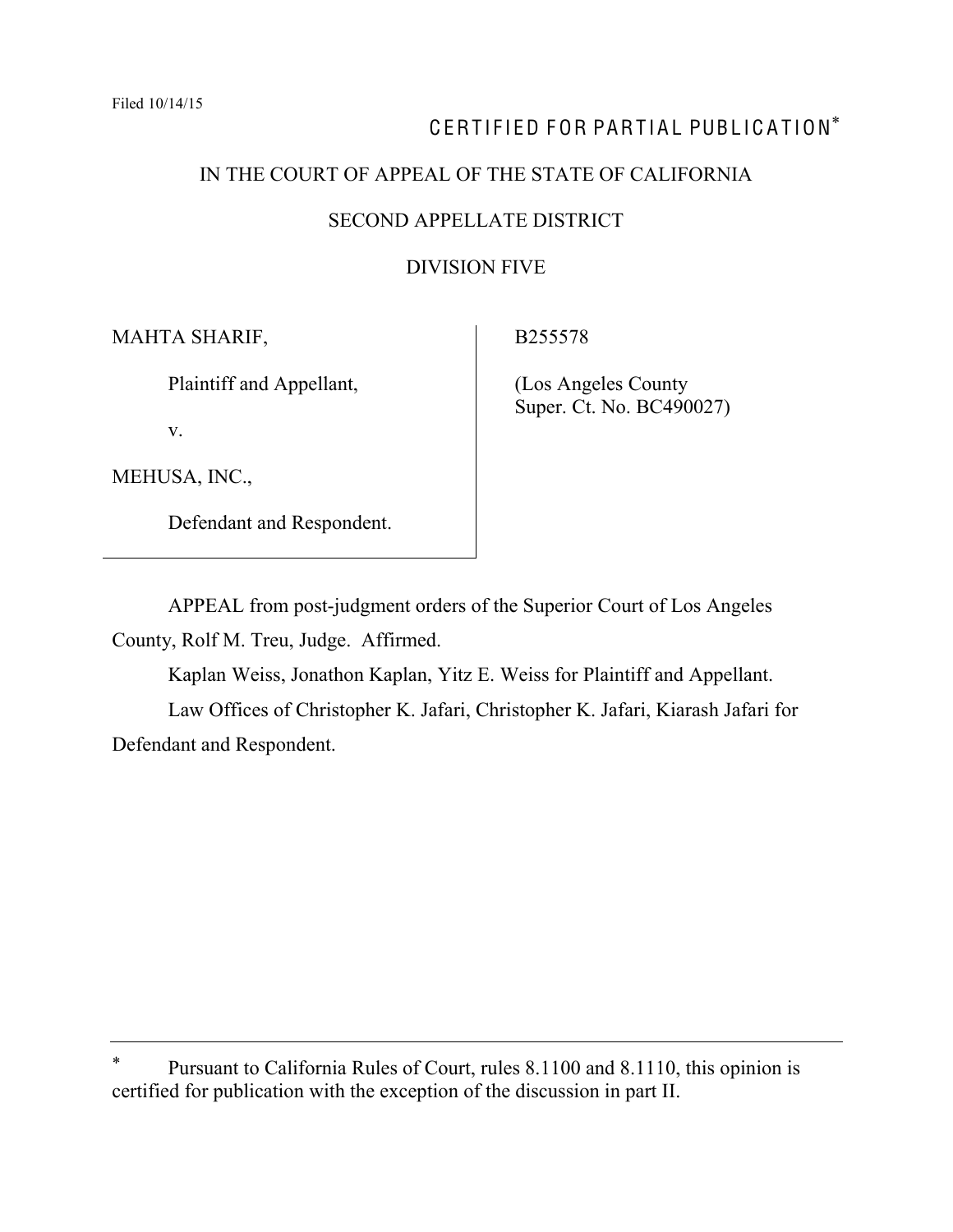Filed 10/14/15

CERTIFIED FOR PARTIAL PUBLICATION*

IN THE COURT OF APPEAL OF THE STATE OF CALIFORNIA

SECOND APPELLATE DISTRICT

DIVISION FIVE

| | |
|---|---|
| MAHTA SHARIF,<br><br>Plaintiff and Appellant,<br><br>v.<br><br>MEHUSA, INC.,<br><br>Defendant and Respondent. | B255578<br><br>(Los Angeles County Super. Ct. No. BC490027) |

APPEAL from post-judgment orders of the Superior Court of Los Angeles County, Rolf M. Treu, Judge. Affirmed.

Kaplan Weiss, Jonathon Kaplan, Yitz E. Weiss for Plaintiff and Appellant.

Law Offices of Christopher K. Jafari, Christopher K. Jafari, Kiarash Jafari for Defendant and Respondent.

---

* Pursuant to California Rules of Court, rules 8.1100 and 8.1110, this opinion is certified for publication with the exception of the discussion in part II.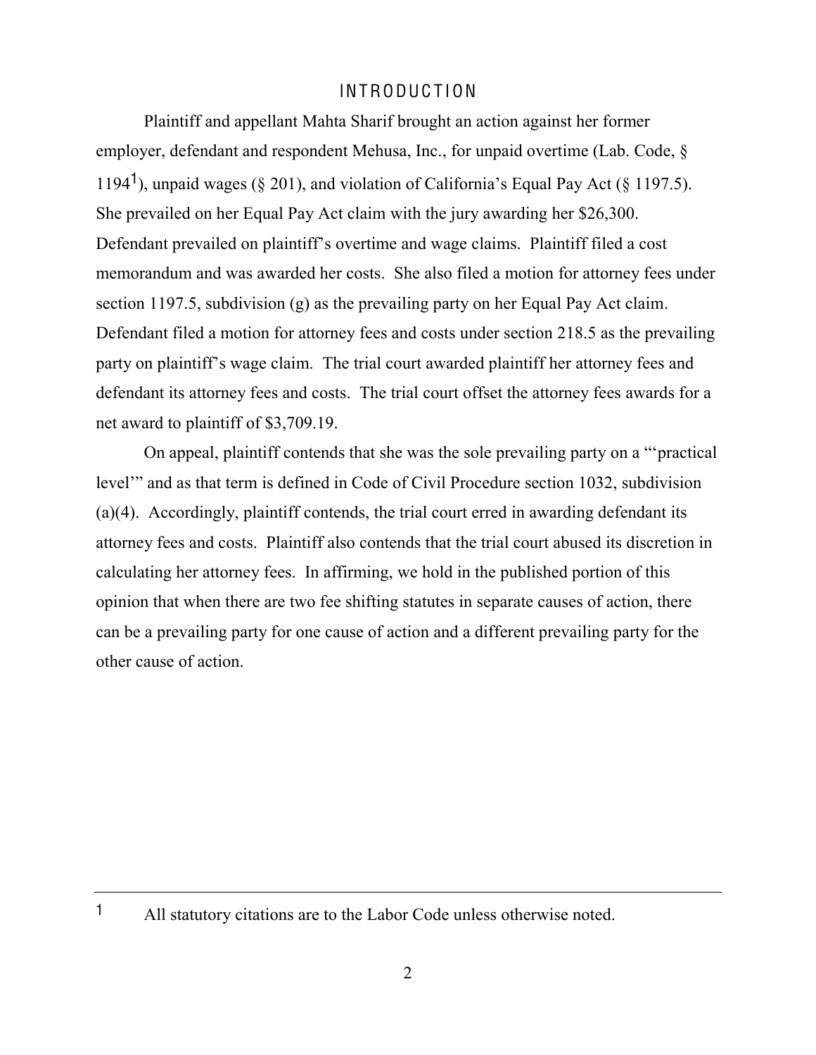# INTRODUCTION

Plaintiff and appellant Mahta Sharif brought an action against her former employer, defendant and respondent Mehusa, Inc., for unpaid overtime (Lab. Code, § 1194[1]), unpaid wages (§ 201), and violation of California's Equal Pay Act (§ 1197.5). She prevailed on her Equal Pay Act claim with the jury awarding her $26,300. Defendant prevailed on plaintiff's overtime and wage claims. Plaintiff filed a cost memorandum and was awarded her costs. She also filed a motion for attorney fees under section 1197.5, subdivision (g) as the prevailing party on her Equal Pay Act claim. Defendant filed a motion for attorney fees and costs under section 218.5 as the prevailing party on plaintiff's wage claim. The trial court awarded plaintiff her attorney fees and defendant its attorney fees and costs. The trial court offset the attorney fees awards for a net award to plaintiff of $3,709.19.

On appeal, plaintiff contends that she was the sole prevailing party on a "'practical level'" and as that term is defined in Code of Civil Procedure section 1032, subdivision (a)(4). Accordingly, plaintiff contends, the trial court erred in awarding defendant its attorney fees and costs. Plaintiff also contends that the trial court abused its discretion in calculating her attorney fees. In affirming, we hold in the published portion of this opinion that when there are two fee shifting statutes in separate causes of action, there can be a prevailing party for one cause of action and a different prevailing party for the other cause of action.

---

[1] All statutory citations are to the Labor Code unless otherwise noted.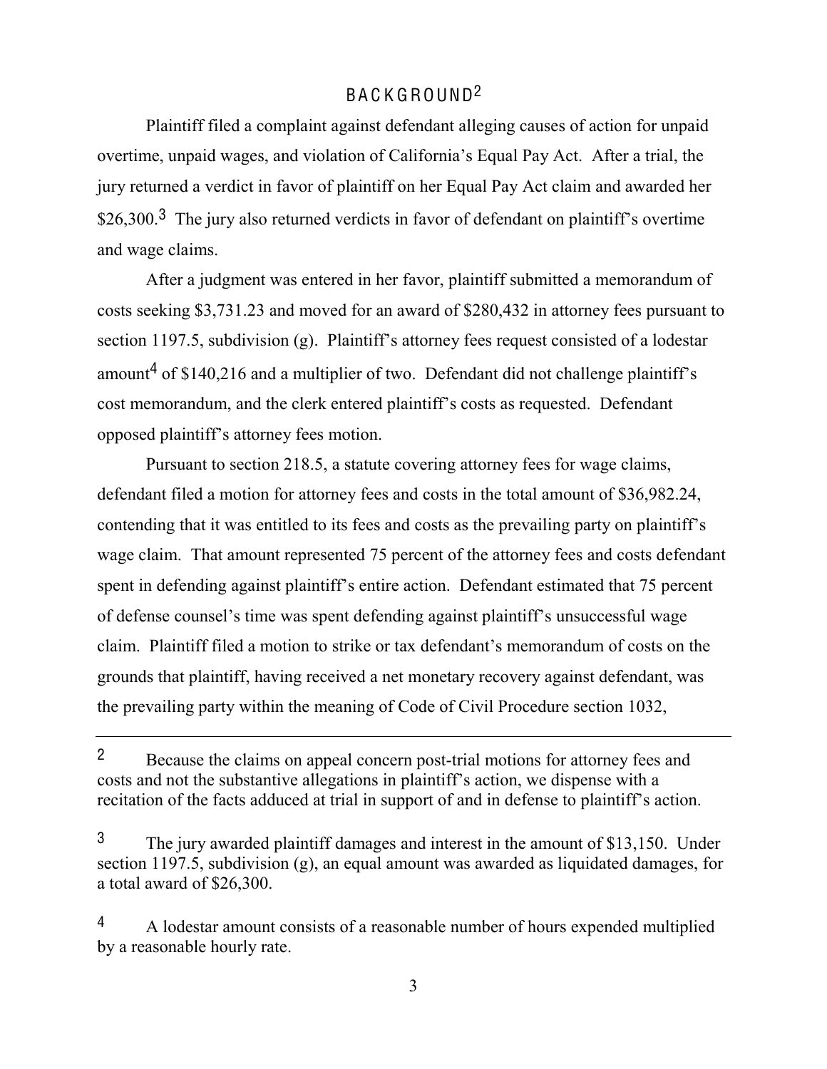## BACKGROUND[2]

Plaintiff filed a complaint against defendant alleging causes of action for unpaid overtime, unpaid wages, and violation of California's Equal Pay Act. After a trial, the jury returned a verdict in favor of plaintiff on her Equal Pay Act claim and awarded her $26,300.[3] The jury also returned verdicts in favor of defendant on plaintiff's overtime and wage claims.

After a judgment was entered in her favor, plaintiff submitted a memorandum of costs seeking $3,731.23 and moved for an award of $280,432 in attorney fees pursuant to section 1197.5, subdivision (g). Plaintiff's attorney fees request consisted of a lodestar amount[4] of $140,216 and a multiplier of two. Defendant did not challenge plaintiff's cost memorandum, and the clerk entered plaintiff's costs as requested. Defendant opposed plaintiff's attorney fees motion.

Pursuant to section 218.5, a statute covering attorney fees for wage claims, defendant filed a motion for attorney fees and costs in the total amount of $36,982.24, contending that it was entitled to its fees and costs as the prevailing party on plaintiff's wage claim. That amount represented 75 percent of the attorney fees and costs defendant spent in defending against plaintiff's entire action. Defendant estimated that 75 percent of defense counsel's time was spent defending against plaintiff's unsuccessful wage claim. Plaintiff filed a motion to strike or tax defendant's memorandum of costs on the grounds that plaintiff, having received a net monetary recovery against defendant, was the prevailing party within the meaning of Code of Civil Procedure section 1032,

---

[2] Because the claims on appeal concern post-trial motions for attorney fees and costs and not the substantive allegations in plaintiff's action, we dispense with a recitation of the facts adduced at trial in support of and in defense to plaintiff's action.

[3] The jury awarded plaintiff damages and interest in the amount of $13,150. Under section 1197.5, subdivision (g), an equal amount was awarded as liquidated damages, for a total award of $26,300.

[4] A lodestar amount consists of a reasonable number of hours expended multiplied by a reasonable hourly rate.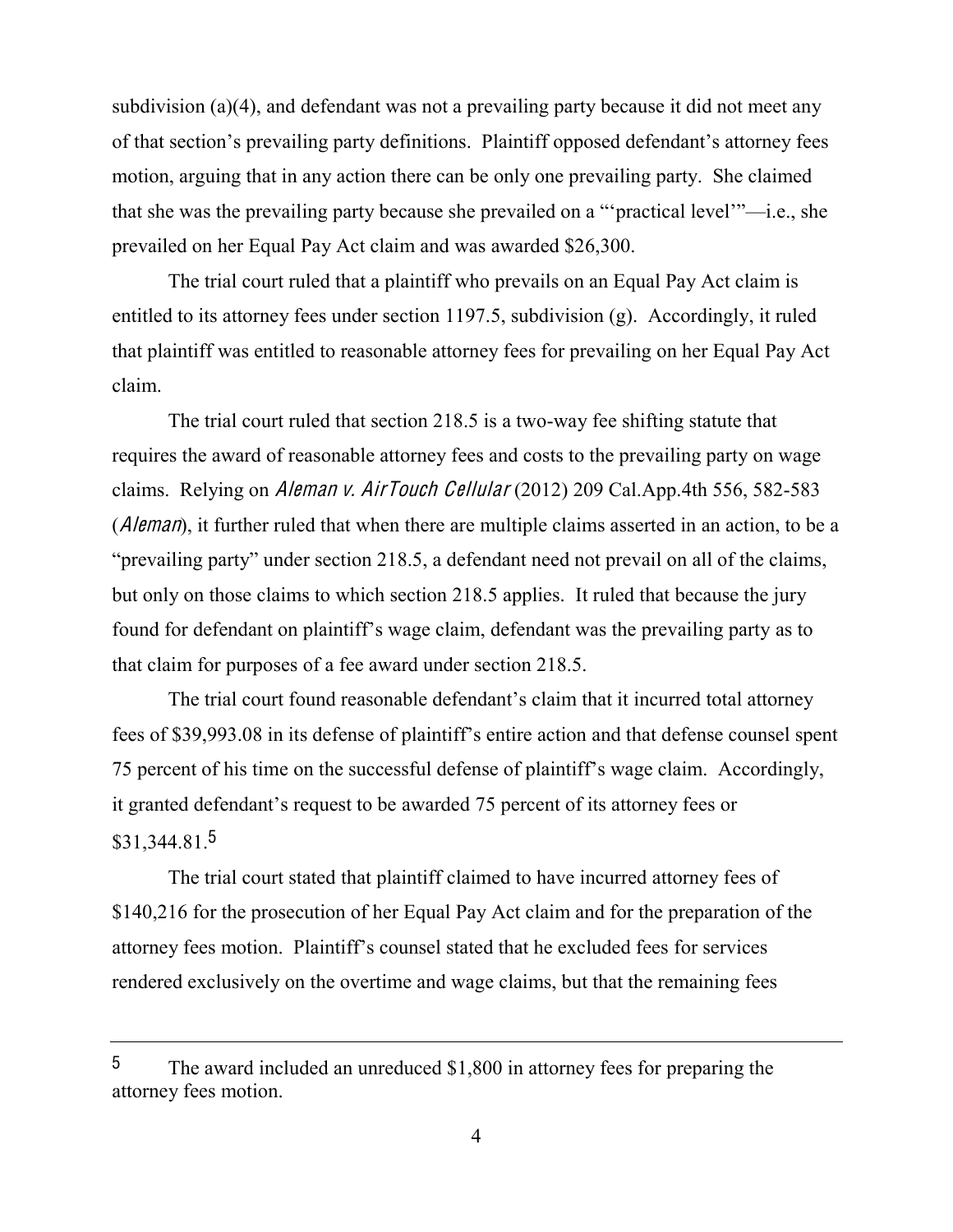subdivision (a)(4), and defendant was not a prevailing party because it did not meet any of that section's prevailing party definitions. Plaintiff opposed defendant's attorney fees motion, arguing that in any action there can be only one prevailing party. She claimed that she was the prevailing party because she prevailed on a "'practical level'"—i.e., she prevailed on her Equal Pay Act claim and was awarded $26,300.

The trial court ruled that a plaintiff who prevails on an Equal Pay Act claim is entitled to its attorney fees under section 1197.5, subdivision (g). Accordingly, it ruled that plaintiff was entitled to reasonable attorney fees for prevailing on her Equal Pay Act claim.

The trial court ruled that section 218.5 is a two-way fee shifting statute that requires the award of reasonable attorney fees and costs to the prevailing party on wage claims. Relying on *Aleman v. AirTouch Cellular* (2012) 209 Cal.App.4th 556, 582-583 (*Aleman*), it further ruled that when there are multiple claims asserted in an action, to be a "prevailing party" under section 218.5, a defendant need not prevail on all of the claims, but only on those claims to which section 218.5 applies. It ruled that because the jury found for defendant on plaintiff's wage claim, defendant was the prevailing party as to that claim for purposes of a fee award under section 218.5.

The trial court found reasonable defendant's claim that it incurred total attorney fees of $39,993.08 in its defense of plaintiff's entire action and that defense counsel spent 75 percent of his time on the successful defense of plaintiff's wage claim. Accordingly, it granted defendant's request to be awarded 75 percent of its attorney fees or $31,344.81.[5]

The trial court stated that plaintiff claimed to have incurred attorney fees of $140,216 for the prosecution of her Equal Pay Act claim and for the preparation of the attorney fees motion. Plaintiff's counsel stated that he excluded fees for services rendered exclusively on the overtime and wage claims, but that the remaining fees

---

[5] The award included an unreduced $1,800 in attorney fees for preparing the attorney fees motion.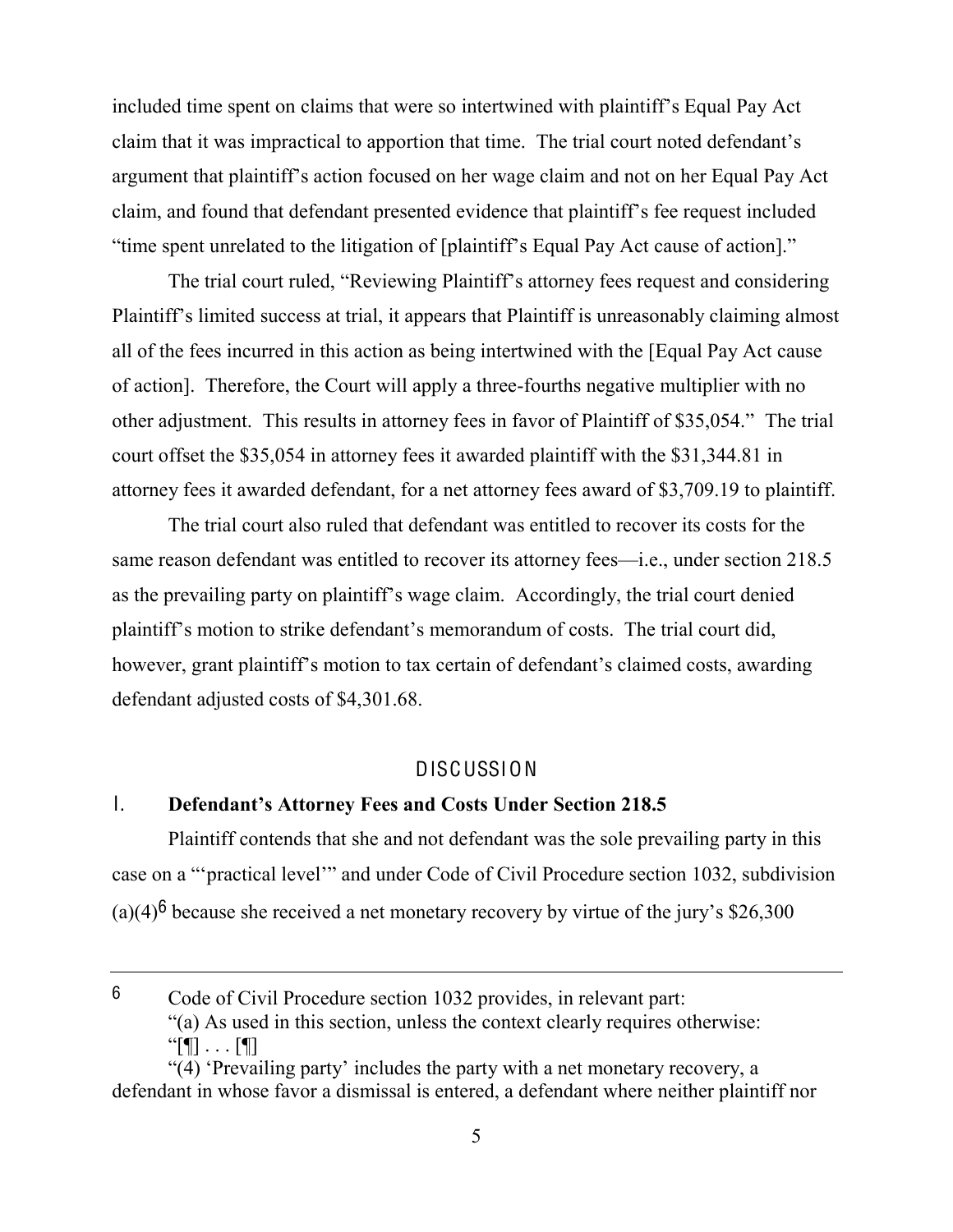included time spent on claims that were so intertwined with plaintiff's Equal Pay Act claim that it was impractical to apportion that time. The trial court noted defendant's argument that plaintiff's action focused on her wage claim and not on her Equal Pay Act claim, and found that defendant presented evidence that plaintiff's fee request included "time spent unrelated to the litigation of [plaintiff's Equal Pay Act cause of action]."

The trial court ruled, "Reviewing Plaintiff's attorney fees request and considering Plaintiff's limited success at trial, it appears that Plaintiff is unreasonably claiming almost all of the fees incurred in this action as being intertwined with the [Equal Pay Act cause of action]. Therefore, the Court will apply a three-fourths negative multiplier with no other adjustment. This results in attorney fees in favor of Plaintiff of $35,054." The trial court offset the $35,054 in attorney fees it awarded plaintiff with the $31,344.81 in attorney fees it awarded defendant, for a net attorney fees award of $3,709.19 to plaintiff.

The trial court also ruled that defendant was entitled to recover its costs for the same reason defendant was entitled to recover its attorney fees—i.e., under section 218.5 as the prevailing party on plaintiff's wage claim. Accordingly, the trial court denied plaintiff's motion to strike defendant's memorandum of costs. The trial court did, however, grant plaintiff's motion to tax certain of defendant's claimed costs, awarding defendant adjusted costs of $4,301.68.

## DISCUSSION

### I. Defendant's Attorney Fees and Costs Under Section 218.5

Plaintiff contends that she and not defendant was the sole prevailing party in this case on a "'practical level'" and under Code of Civil Procedure section 1032, subdivision (a)(4)[6] because she received a net monetary recovery by virtue of the jury's $26,300

---

[6] Code of Civil Procedure section 1032 provides, in relevant part:

"(a) As used in this section, unless the context clearly requires otherwise:

"[¶] . . . [¶]

"(4) 'Prevailing party' includes the party with a net monetary recovery, a defendant in whose favor a dismissal is entered, a defendant where neither plaintiff nor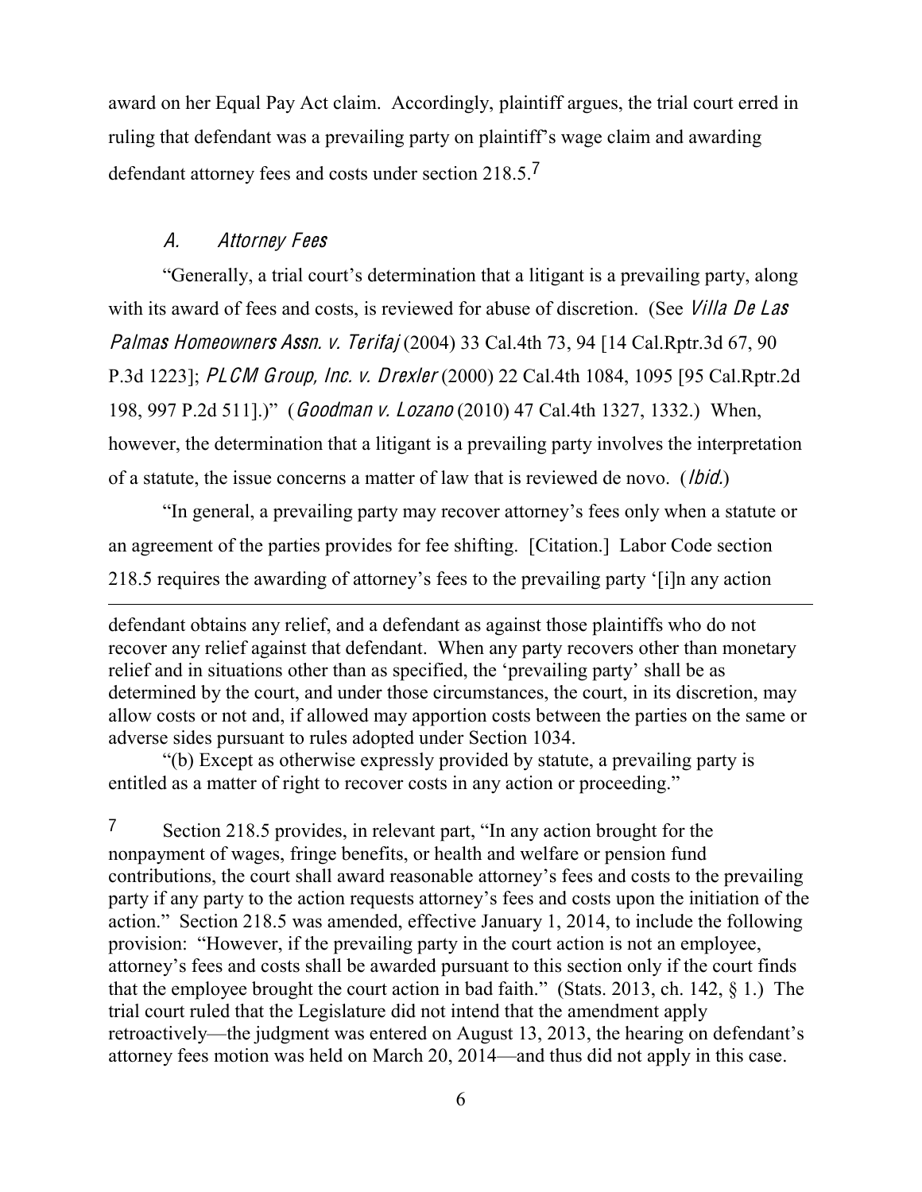award on her Equal Pay Act claim. Accordingly, plaintiff argues, the trial court erred in ruling that defendant was a prevailing party on plaintiff's wage claim and awarding defendant attorney fees and costs under section 218.5.[7]

### *A. Attorney Fees*

"Generally, a trial court's determination that a litigant is a prevailing party, along with its award of fees and costs, is reviewed for abuse of discretion. (See *Villa De Las Palmas Homeowners Assn. v. Terifaj* (2004) 33 Cal.4th 73, 94 [14 Cal.Rptr.3d 67, 90 P.3d 1223]; *PLCM Group, Inc. v. Drexler* (2000) 22 Cal.4th 1084, 1095 [95 Cal.Rptr.2d 198, 997 P.2d 511].)" (*Goodman v. Lozano* (2010) 47 Cal.4th 1327, 1332.) When, however, the determination that a litigant is a prevailing party involves the interpretation of a statute, the issue concerns a matter of law that is reviewed de novo. (*Ibid.*)

"In general, a prevailing party may recover attorney's fees only when a statute or an agreement of the parties provides for fee shifting. [Citation.] Labor Code section 218.5 requires the awarding of attorney's fees to the prevailing party '[i]n any action

---

defendant obtains any relief, and a defendant as against those plaintiffs who do not recover any relief against that defendant. When any party recovers other than monetary relief and in situations other than as specified, the 'prevailing party' shall be as determined by the court, and under those circumstances, the court, in its discretion, may allow costs or not and, if allowed may apportion costs between the parties on the same or adverse sides pursuant to rules adopted under Section 1034.

"(b) Except as otherwise expressly provided by statute, a prevailing party is entitled as a matter of right to recover costs in any action or proceeding."

[7] Section 218.5 provides, in relevant part, "In any action brought for the nonpayment of wages, fringe benefits, or health and welfare or pension fund contributions, the court shall award reasonable attorney's fees and costs to the prevailing party if any party to the action requests attorney's fees and costs upon the initiation of the action." Section 218.5 was amended, effective January 1, 2014, to include the following provision: "However, if the prevailing party in the court action is not an employee, attorney's fees and costs shall be awarded pursuant to this section only if the court finds that the employee brought the court action in bad faith." (Stats. 2013, ch. 142, § 1.) The trial court ruled that the Legislature did not intend that the amendment apply retroactively—the judgment was entered on August 13, 2013, the hearing on defendant's attorney fees motion was held on March 20, 2014—and thus did not apply in this case.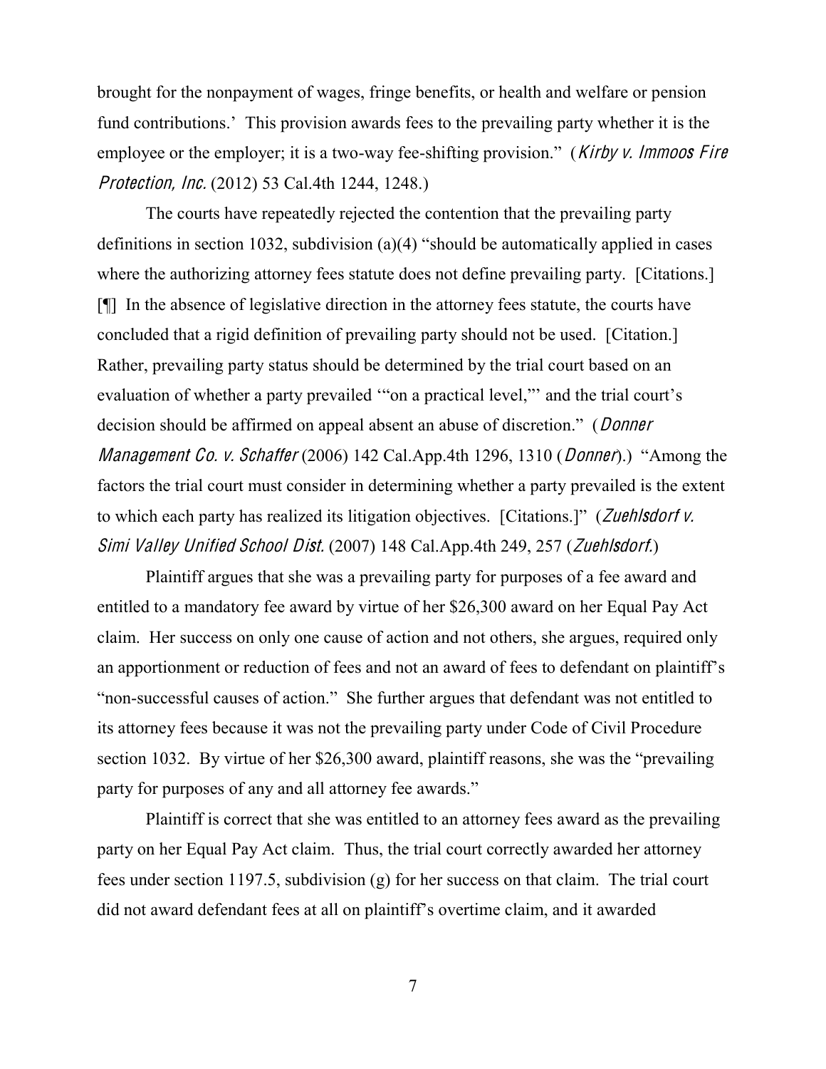brought for the nonpayment of wages, fringe benefits, or health and welfare or pension fund contributions.' This provision awards fees to the prevailing party whether it is the employee or the employer; it is a two-way fee-shifting provision." (*Kirby v. Immoos Fire Protection, Inc.* (2012) 53 Cal.4th 1244, 1248.)

The courts have repeatedly rejected the contention that the prevailing party definitions in section 1032, subdivision (a)(4) "should be automatically applied in cases where the authorizing attorney fees statute does not define prevailing party. [Citations.] [¶] In the absence of legislative direction in the attorney fees statute, the courts have concluded that a rigid definition of prevailing party should not be used. [Citation.] Rather, prevailing party status should be determined by the trial court based on an evaluation of whether a party prevailed '"on a practical level,"' and the trial court's decision should be affirmed on appeal absent an abuse of discretion." (*Donner Management Co. v. Schaffer* (2006) 142 Cal.App.4th 1296, 1310 (*Donner*).) "Among the factors the trial court must consider in determining whether a party prevailed is the extent to which each party has realized its litigation objectives. [Citations.]" (*Zuehlsdorf v. Simi Valley Unified School Dist.* (2007) 148 Cal.App.4th 249, 257 (*Zuehlsdorf*.)

Plaintiff argues that she was a prevailing party for purposes of a fee award and entitled to a mandatory fee award by virtue of her $26,300 award on her Equal Pay Act claim. Her success on only one cause of action and not others, she argues, required only an apportionment or reduction of fees and not an award of fees to defendant on plaintiff's "non-successful causes of action." She further argues that defendant was not entitled to its attorney fees because it was not the prevailing party under Code of Civil Procedure section 1032. By virtue of her $26,300 award, plaintiff reasons, she was the "prevailing party for purposes of any and all attorney fee awards."

Plaintiff is correct that she was entitled to an attorney fees award as the prevailing party on her Equal Pay Act claim. Thus, the trial court correctly awarded her attorney fees under section 1197.5, subdivision (g) for her success on that claim. The trial court did not award defendant fees at all on plaintiff's overtime claim, and it awarded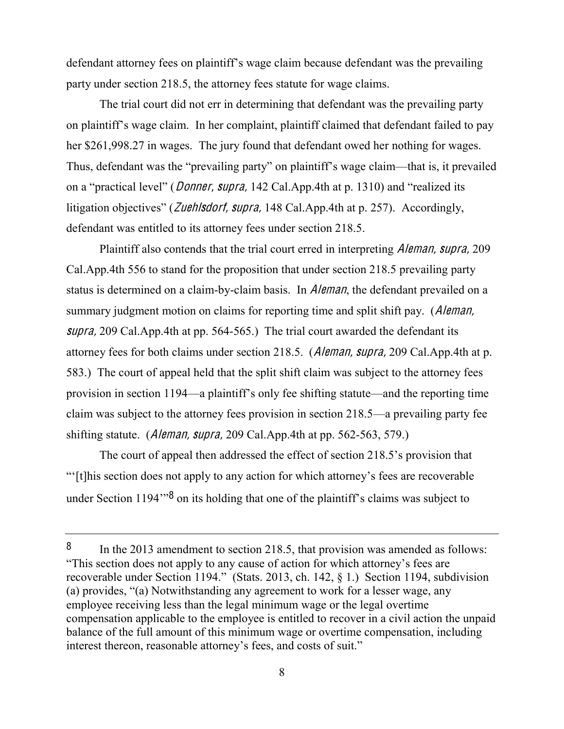defendant attorney fees on plaintiff's wage claim because defendant was the prevailing party under section 218.5, the attorney fees statute for wage claims.

The trial court did not err in determining that defendant was the prevailing party on plaintiff's wage claim. In her complaint, plaintiff claimed that defendant failed to pay her $261,998.27 in wages. The jury found that defendant owed her nothing for wages. Thus, defendant was the "prevailing party" on plaintiff's wage claim—that is, it prevailed on a "practical level" (*Donner*, *supra*, 142 Cal.App.4th at p. 1310) and "realized its litigation objectives" (*Zuehlsdorf*, *supra*, 148 Cal.App.4th at p. 257). Accordingly, defendant was entitled to its attorney fees under section 218.5.

Plaintiff also contends that the trial court erred in interpreting *Aleman*, *supra*, 209 Cal.App.4th 556 to stand for the proposition that under section 218.5 prevailing party status is determined on a claim-by-claim basis. In *Aleman*, the defendant prevailed on a summary judgment motion on claims for reporting time and split shift pay. (*Aleman*, *supra*, 209 Cal.App.4th at pp. 564-565.) The trial court awarded the defendant its attorney fees for both claims under section 218.5. (*Aleman*, *supra*, 209 Cal.App.4th at p. 583.) The court of appeal held that the split shift claim was subject to the attorney fees provision in section 1194—a plaintiff's only fee shifting statute—and the reporting time claim was subject to the attorney fees provision in section 218.5—a prevailing party fee shifting statute. (*Aleman*, *supra*, 209 Cal.App.4th at pp. 562-563, 579.)

The court of appeal then addressed the effect of section 218.5's provision that "'[t]his section does not apply to any action for which attorney's fees are recoverable under Section 1194'"[8] on its holding that one of the plaintiff's claims was subject to

---

[8] In the 2013 amendment to section 218.5, that provision was amended as follows: "This section does not apply to any cause of action for which attorney's fees are recoverable under Section 1194." (Stats. 2013, ch. 142, § 1.) Section 1194, subdivision (a) provides, "(a) Notwithstanding any agreement to work for a lesser wage, any employee receiving less than the legal minimum wage or the legal overtime compensation applicable to the employee is entitled to recover in a civil action the unpaid balance of the full amount of this minimum wage or overtime compensation, including interest thereon, reasonable attorney's fees, and costs of suit."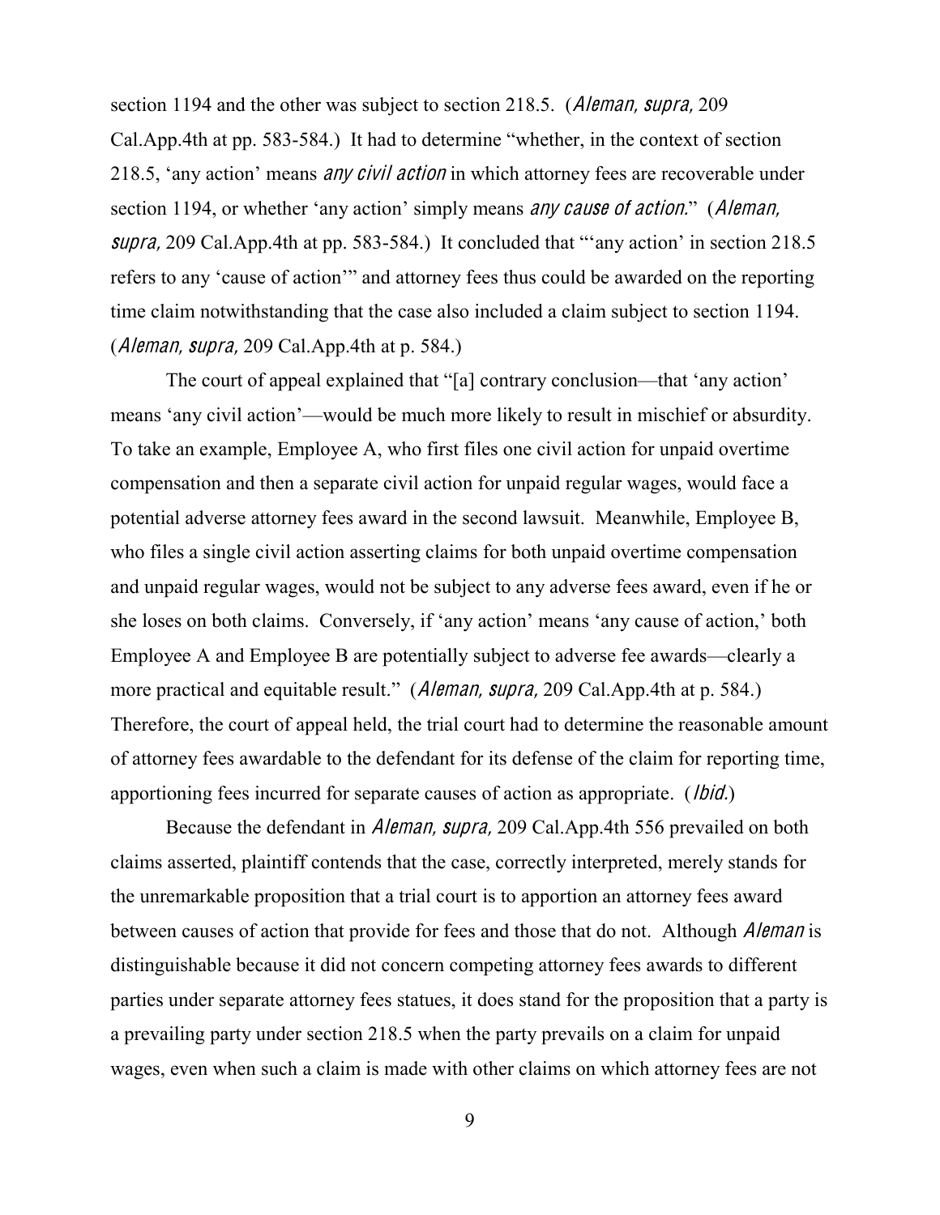section 1194 and the other was subject to section 218.5. (*Aleman*, *supra*, 209 Cal.App.4th at pp. 583-584.) It had to determine "whether, in the context of section 218.5, 'any action' means *any civil action* in which attorney fees are recoverable under section 1194, or whether 'any action' simply means *any cause of action*." (*Aleman, supra*, 209 Cal.App.4th at pp. 583-584.) It concluded that "'any action' in section 218.5 refers to any 'cause of action'" and attorney fees thus could be awarded on the reporting time claim notwithstanding that the case also included a claim subject to section 1194. (*Aleman*, *supra*, 209 Cal.App.4th at p. 584.)

The court of appeal explained that "[a] contrary conclusion—that 'any action' means 'any civil action'—would be much more likely to result in mischief or absurdity. To take an example, Employee A, who first files one civil action for unpaid overtime compensation and then a separate civil action for unpaid regular wages, would face a potential adverse attorney fees award in the second lawsuit. Meanwhile, Employee B, who files a single civil action asserting claims for both unpaid overtime compensation and unpaid regular wages, would not be subject to any adverse fees award, even if he or she loses on both claims. Conversely, if 'any action' means 'any cause of action,' both Employee A and Employee B are potentially subject to adverse fee awards—clearly a more practical and equitable result." (*Aleman*, *supra*, 209 Cal.App.4th at p. 584.) Therefore, the court of appeal held, the trial court had to determine the reasonable amount of attorney fees awardable to the defendant for its defense of the claim for reporting time, apportioning fees incurred for separate causes of action as appropriate. (*Ibid.*)

Because the defendant in *Aleman*, *supra*, 209 Cal.App.4th 556 prevailed on both claims asserted, plaintiff contends that the case, correctly interpreted, merely stands for the unremarkable proposition that a trial court is to apportion an attorney fees award between causes of action that provide for fees and those that do not. Although *Aleman* is distinguishable because it did not concern competing attorney fees awards to different parties under separate attorney fees statues, it does stand for the proposition that a party is a prevailing party under section 218.5 when the party prevails on a claim for unpaid wages, even when such a claim is made with other claims on which attorney fees are not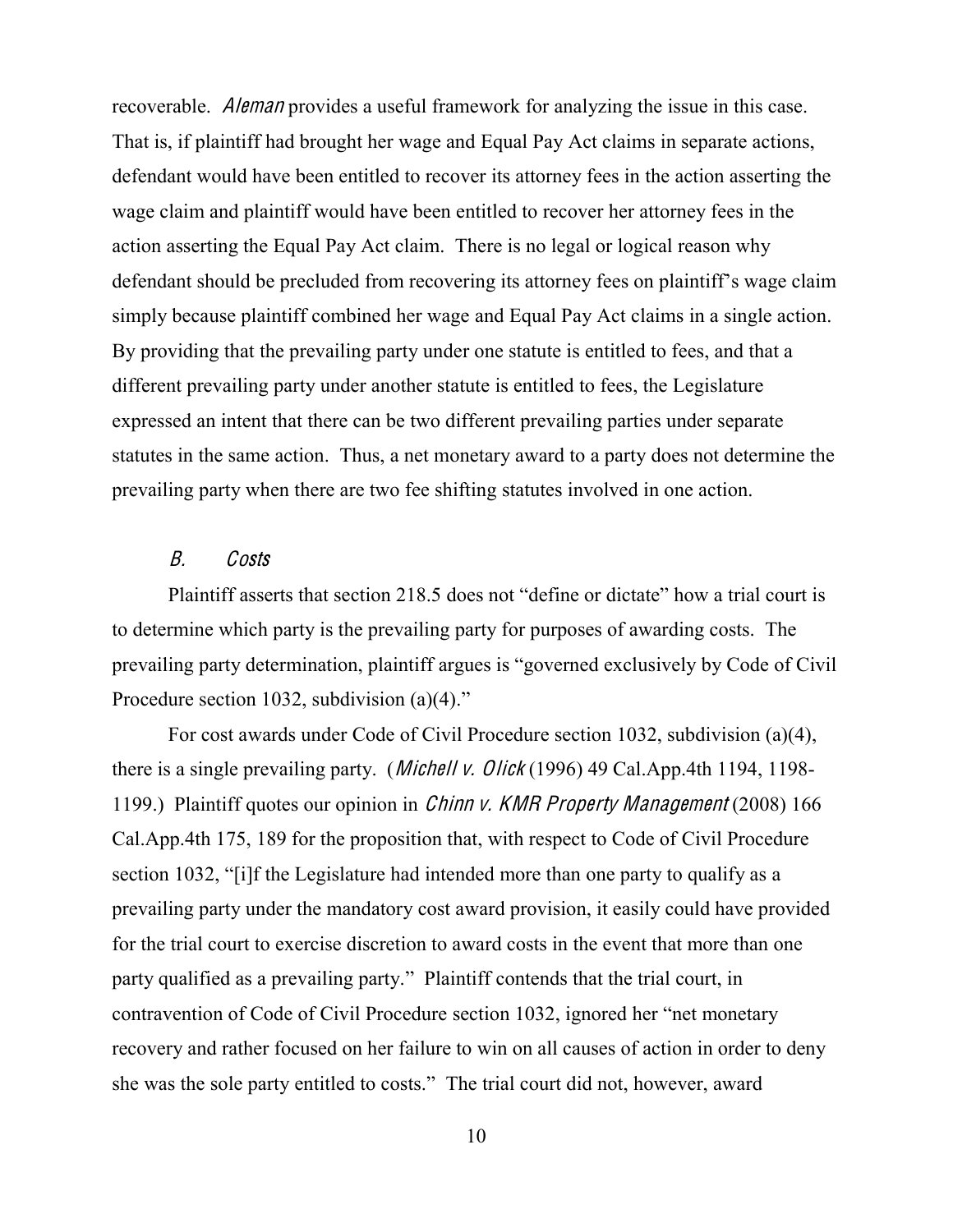recoverable. *Aleman* provides a useful framework for analyzing the issue in this case. That is, if plaintiff had brought her wage and Equal Pay Act claims in separate actions, defendant would have been entitled to recover its attorney fees in the action asserting the wage claim and plaintiff would have been entitled to recover her attorney fees in the action asserting the Equal Pay Act claim. There is no legal or logical reason why defendant should be precluded from recovering its attorney fees on plaintiff's wage claim simply because plaintiff combined her wage and Equal Pay Act claims in a single action. By providing that the prevailing party under one statute is entitled to fees, and that a different prevailing party under another statute is entitled to fees, the Legislature expressed an intent that there can be two different prevailing parties under separate statutes in the same action. Thus, a net monetary award to a party does not determine the prevailing party when there are two fee shifting statutes involved in one action.

### *B. Costs*

Plaintiff asserts that section 218.5 does not "define or dictate" how a trial court is to determine which party is the prevailing party for purposes of awarding costs. The prevailing party determination, plaintiff argues is "governed exclusively by Code of Civil Procedure section 1032, subdivision (a)(4)."

For cost awards under Code of Civil Procedure section 1032, subdivision (a)(4), there is a single prevailing party. (*Michell v. Olick* (1996) 49 Cal.App.4th 1194, 1198-1199.) Plaintiff quotes our opinion in *Chinn v. KMR Property Management* (2008) 166 Cal.App.4th 175, 189 for the proposition that, with respect to Code of Civil Procedure section 1032, "[i]f the Legislature had intended more than one party to qualify as a prevailing party under the mandatory cost award provision, it easily could have provided for the trial court to exercise discretion to award costs in the event that more than one party qualified as a prevailing party." Plaintiff contends that the trial court, in contravention of Code of Civil Procedure section 1032, ignored her "net monetary recovery and rather focused on her failure to win on all causes of action in order to deny she was the sole party entitled to costs." The trial court did not, however, award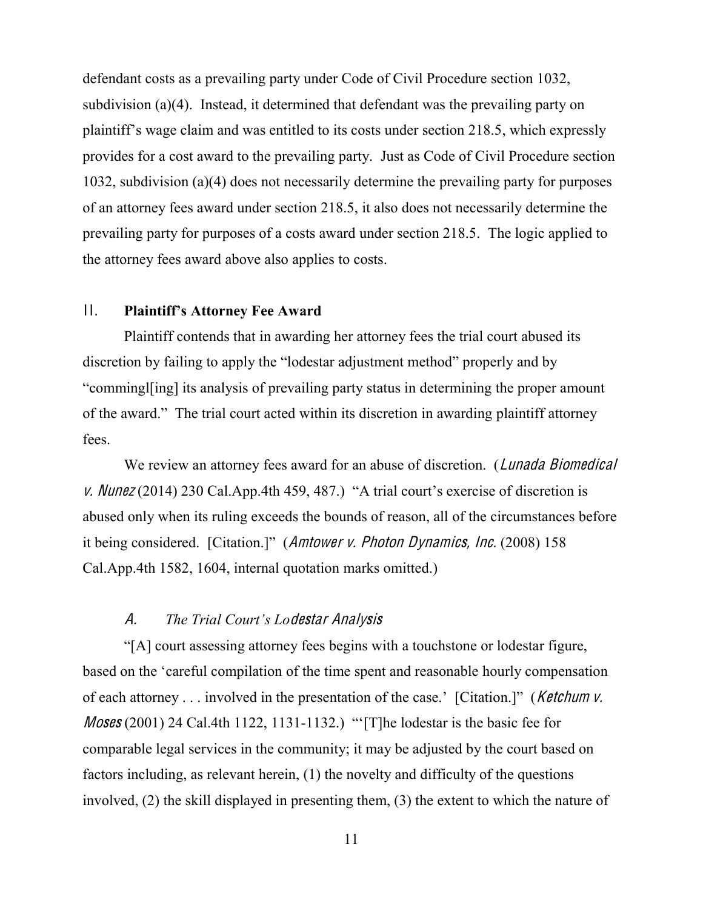defendant costs as a prevailing party under Code of Civil Procedure section 1032, subdivision (a)(4). Instead, it determined that defendant was the prevailing party on plaintiff's wage claim and was entitled to its costs under section 218.5, which expressly provides for a cost award to the prevailing party. Just as Code of Civil Procedure section 1032, subdivision (a)(4) does not necessarily determine the prevailing party for purposes of an attorney fees award under section 218.5, it also does not necessarily determine the prevailing party for purposes of a costs award under section 218.5. The logic applied to the attorney fees award above also applies to costs.

## II. **Plaintiff's Attorney Fee Award**

Plaintiff contends that in awarding her attorney fees the trial court abused its discretion by failing to apply the "lodestar adjustment method" properly and by "commingl[ing] its analysis of prevailing party status in determining the proper amount of the award." The trial court acted within its discretion in awarding plaintiff attorney fees.

We review an attorney fees award for an abuse of discretion. (*Lunada Biomedical v. Nunez* (2014) 230 Cal.App.4th 459, 487.) "A trial court's exercise of discretion is abused only when its ruling exceeds the bounds of reason, all of the circumstances before it being considered. [Citation.]" (*Amtower v. Photon Dynamics, Inc.* (2008) 158 Cal.App.4th 1582, 1604, internal quotation marks omitted.)

### *A. The Trial Court's Lodestar Analysis*

"[A] court assessing attorney fees begins with a touchstone or lodestar figure, based on the 'careful compilation of the time spent and reasonable hourly compensation of each attorney . . . involved in the presentation of the case.' [Citation.]" (*Ketchum v. Moses* (2001) 24 Cal.4th 1122, 1131-1132.) "'[T]he lodestar is the basic fee for comparable legal services in the community; it may be adjusted by the court based on factors including, as relevant herein, (1) the novelty and difficulty of the questions involved, (2) the skill displayed in presenting them, (3) the extent to which the nature of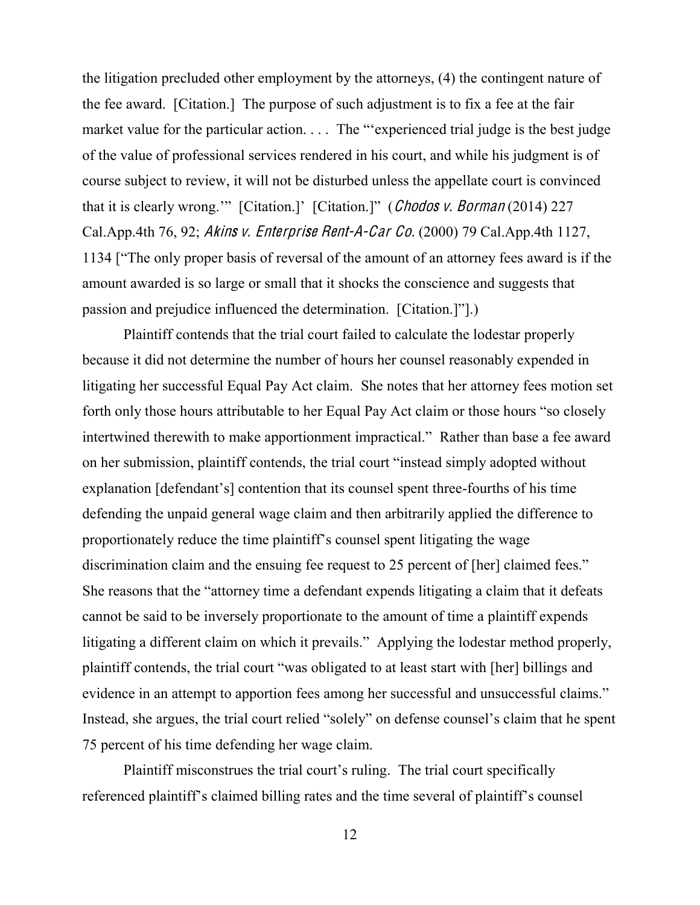the litigation precluded other employment by the attorneys, (4) the contingent nature of the fee award. [Citation.] The purpose of such adjustment is to fix a fee at the fair market value for the particular action. . . . The "'experienced trial judge is the best judge of the value of professional services rendered in his court, and while his judgment is of course subject to review, it will not be disturbed unless the appellate court is convinced that it is clearly wrong.'" [Citation.]' [Citation.]" (*Chodos v. Borman* (2014) 227 Cal.App.4th 76, 92; *Akins v. Enterprise Rent-A-Car Co.* (2000) 79 Cal.App.4th 1127, 1134 ["The only proper basis of reversal of the amount of an attorney fees award is if the amount awarded is so large or small that it shocks the conscience and suggests that passion and prejudice influenced the determination. [Citation.]"].)

Plaintiff contends that the trial court failed to calculate the lodestar properly because it did not determine the number of hours her counsel reasonably expended in litigating her successful Equal Pay Act claim. She notes that her attorney fees motion set forth only those hours attributable to her Equal Pay Act claim or those hours "so closely intertwined therewith to make apportionment impractical." Rather than base a fee award on her submission, plaintiff contends, the trial court "instead simply adopted without explanation [defendant's] contention that its counsel spent three-fourths of his time defending the unpaid general wage claim and then arbitrarily applied the difference to proportionately reduce the time plaintiff's counsel spent litigating the wage discrimination claim and the ensuing fee request to 25 percent of [her] claimed fees." She reasons that the "attorney time a defendant expends litigating a claim that it defeats cannot be said to be inversely proportionate to the amount of time a plaintiff expends litigating a different claim on which it prevails." Applying the lodestar method properly, plaintiff contends, the trial court "was obligated to at least start with [her] billings and evidence in an attempt to apportion fees among her successful and unsuccessful claims." Instead, she argues, the trial court relied "solely" on defense counsel's claim that he spent 75 percent of his time defending her wage claim.

Plaintiff misconstrues the trial court's ruling. The trial court specifically referenced plaintiff's claimed billing rates and the time several of plaintiff's counsel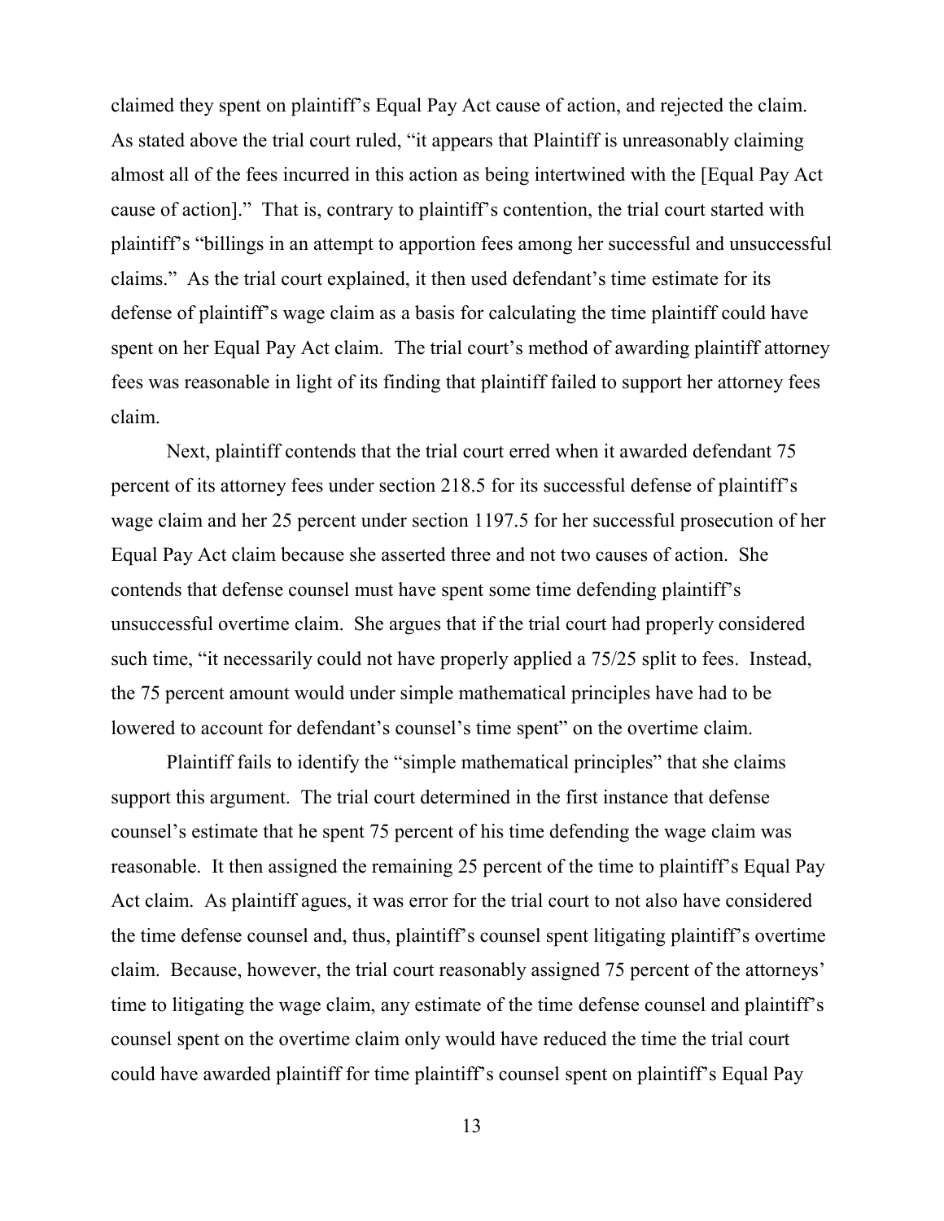claimed they spent on plaintiff's Equal Pay Act cause of action, and rejected the claim. As stated above the trial court ruled, "it appears that Plaintiff is unreasonably claiming almost all of the fees incurred in this action as being intertwined with the [Equal Pay Act cause of action]." That is, contrary to plaintiff's contention, the trial court started with plaintiff's "billings in an attempt to apportion fees among her successful and unsuccessful claims." As the trial court explained, it then used defendant's time estimate for its defense of plaintiff's wage claim as a basis for calculating the time plaintiff could have spent on her Equal Pay Act claim. The trial court's method of awarding plaintiff attorney fees was reasonable in light of its finding that plaintiff failed to support her attorney fees claim.

Next, plaintiff contends that the trial court erred when it awarded defendant 75 percent of its attorney fees under section 218.5 for its successful defense of plaintiff's wage claim and her 25 percent under section 1197.5 for her successful prosecution of her Equal Pay Act claim because she asserted three and not two causes of action. She contends that defense counsel must have spent some time defending plaintiff's unsuccessful overtime claim. She argues that if the trial court had properly considered such time, "it necessarily could not have properly applied a 75/25 split to fees. Instead, the 75 percent amount would under simple mathematical principles have had to be lowered to account for defendant's counsel's time spent" on the overtime claim.

Plaintiff fails to identify the "simple mathematical principles" that she claims support this argument. The trial court determined in the first instance that defense counsel's estimate that he spent 75 percent of his time defending the wage claim was reasonable. It then assigned the remaining 25 percent of the time to plaintiff's Equal Pay Act claim. As plaintiff agues, it was error for the trial court to not also have considered the time defense counsel and, thus, plaintiff's counsel spent litigating plaintiff's overtime claim. Because, however, the trial court reasonably assigned 75 percent of the attorneys' time to litigating the wage claim, any estimate of the time defense counsel and plaintiff's counsel spent on the overtime claim only would have reduced the time the trial court could have awarded plaintiff for time plaintiff's counsel spent on plaintiff's Equal Pay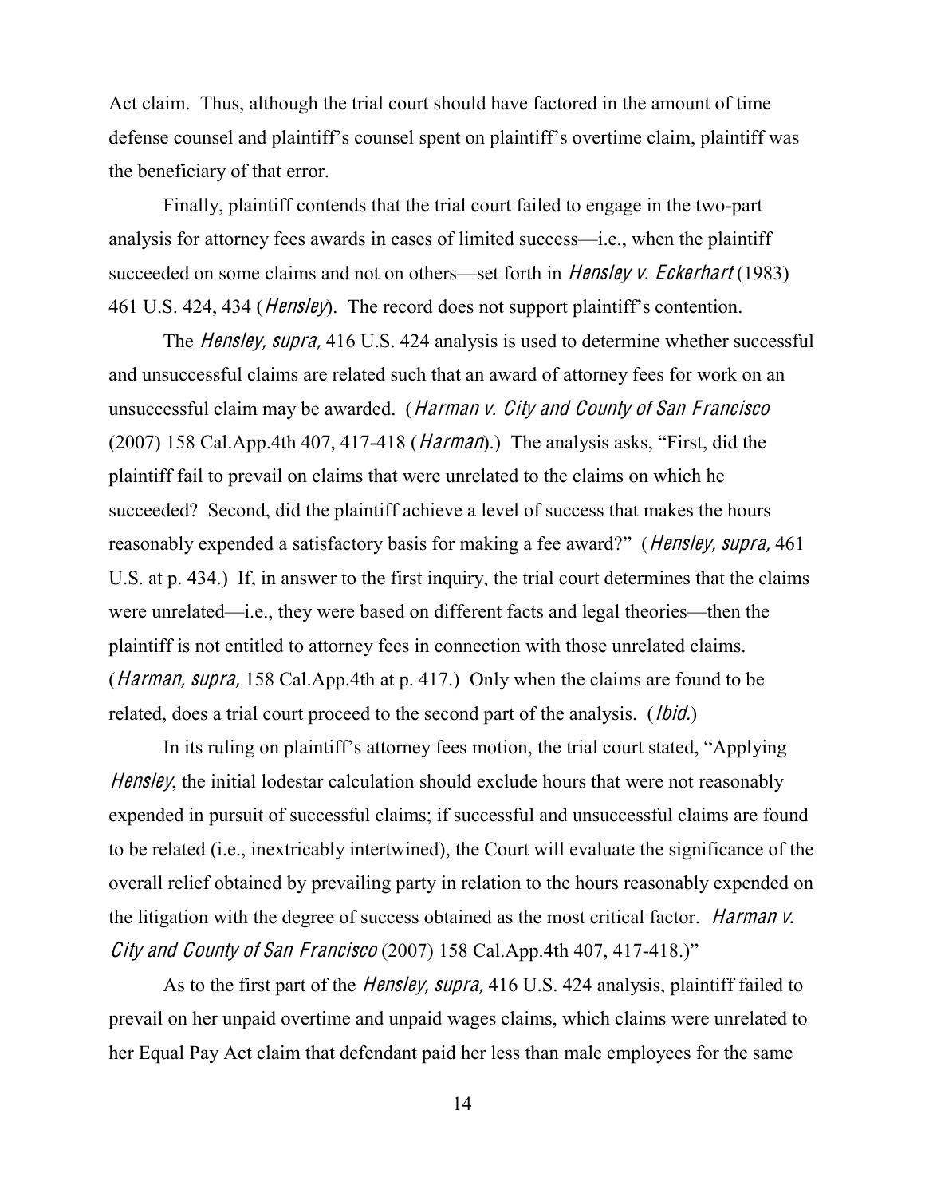Act claim. Thus, although the trial court should have factored in the amount of time defense counsel and plaintiff's counsel spent on plaintiff's overtime claim, plaintiff was the beneficiary of that error.

Finally, plaintiff contends that the trial court failed to engage in the two-part analysis for attorney fees awards in cases of limited success—i.e., when the plaintiff succeeded on some claims and not on others—set forth in *Hensley v. Eckerhart* (1983) 461 U.S. 424, 434 (*Hensley*). The record does not support plaintiff's contention.

The *Hensley, supra,* 416 U.S. 424 analysis is used to determine whether successful and unsuccessful claims are related such that an award of attorney fees for work on an unsuccessful claim may be awarded. (*Harman v. City and County of San Francisco* (2007) 158 Cal.App.4th 407, 417-418 (*Harman*).) The analysis asks, "First, did the plaintiff fail to prevail on claims that were unrelated to the claims on which he succeeded? Second, did the plaintiff achieve a level of success that makes the hours reasonably expended a satisfactory basis for making a fee award?" (*Hensley, supra,* 461 U.S. at p. 434.) If, in answer to the first inquiry, the trial court determines that the claims were unrelated—i.e., they were based on different facts and legal theories—then the plaintiff is not entitled to attorney fees in connection with those unrelated claims. (*Harman, supra,* 158 Cal.App.4th at p. 417.) Only when the claims are found to be related, does a trial court proceed to the second part of the analysis. (*Ibid.*)

In its ruling on plaintiff's attorney fees motion, the trial court stated, "Applying *Hensley*, the initial lodestar calculation should exclude hours that were not reasonably expended in pursuit of successful claims; if successful and unsuccessful claims are found to be related (i.e., inextricably intertwined), the Court will evaluate the significance of the overall relief obtained by prevailing party in relation to the hours reasonably expended on the litigation with the degree of success obtained as the most critical factor. *Harman v. City and County of San Francisco* (2007) 158 Cal.App.4th 407, 417-418.)"

As to the first part of the *Hensley, supra,* 416 U.S. 424 analysis, plaintiff failed to prevail on her unpaid overtime and unpaid wages claims, which claims were unrelated to her Equal Pay Act claim that defendant paid her less than male employees for the same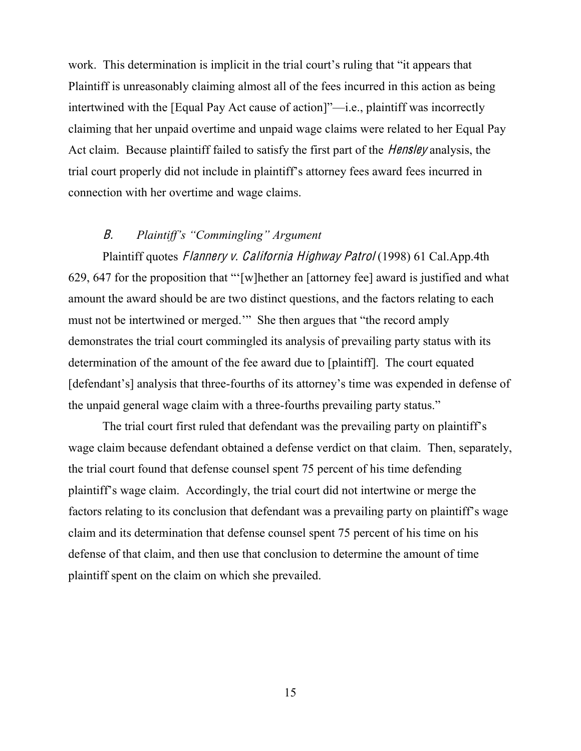work. This determination is implicit in the trial court's ruling that "it appears that Plaintiff is unreasonably claiming almost all of the fees incurred in this action as being intertwined with the [Equal Pay Act cause of action]"—i.e., plaintiff was incorrectly claiming that her unpaid overtime and unpaid wage claims were related to her Equal Pay Act claim. Because plaintiff failed to satisfy the first part of the *Hensley* analysis, the trial court properly did not include in plaintiff's attorney fees award fees incurred in connection with her overtime and wage claims.

### *B. Plaintiff's "Commingling" Argument*

Plaintiff quotes *Flannery v. California Highway Patrol* (1998) 61 Cal.App.4th 629, 647 for the proposition that "'[w]hether an [attorney fee] award is justified and what amount the award should be are two distinct questions, and the factors relating to each must not be intertwined or merged.'" She then argues that "the record amply demonstrates the trial court commingled its analysis of prevailing party status with its determination of the amount of the fee award due to [plaintiff]. The court equated [defendant's] analysis that three-fourths of its attorney's time was expended in defense of the unpaid general wage claim with a three-fourths prevailing party status."

The trial court first ruled that defendant was the prevailing party on plaintiff's wage claim because defendant obtained a defense verdict on that claim. Then, separately, the trial court found that defense counsel spent 75 percent of his time defending plaintiff's wage claim. Accordingly, the trial court did not intertwine or merge the factors relating to its conclusion that defendant was a prevailing party on plaintiff's wage claim and its determination that defense counsel spent 75 percent of his time on his defense of that claim, and then use that conclusion to determine the amount of time plaintiff spent on the claim on which she prevailed.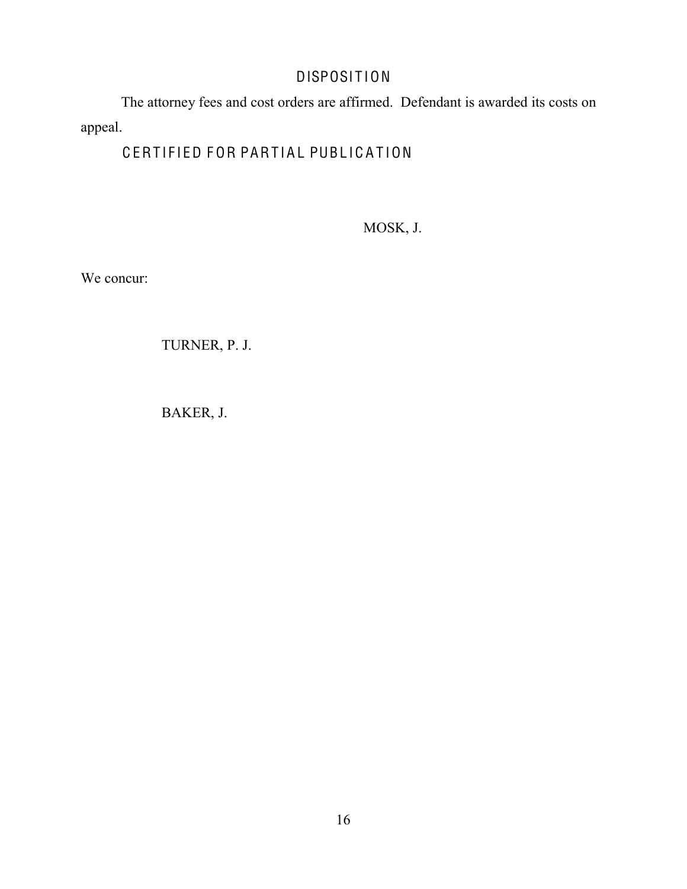## DISPOSITION

The attorney fees and cost orders are affirmed. Defendant is awarded its costs on appeal.

CERTIFIED FOR PARTIAL PUBLICATION

MOSK, J.

We concur:

TURNER, P. J.

BAKER, J.